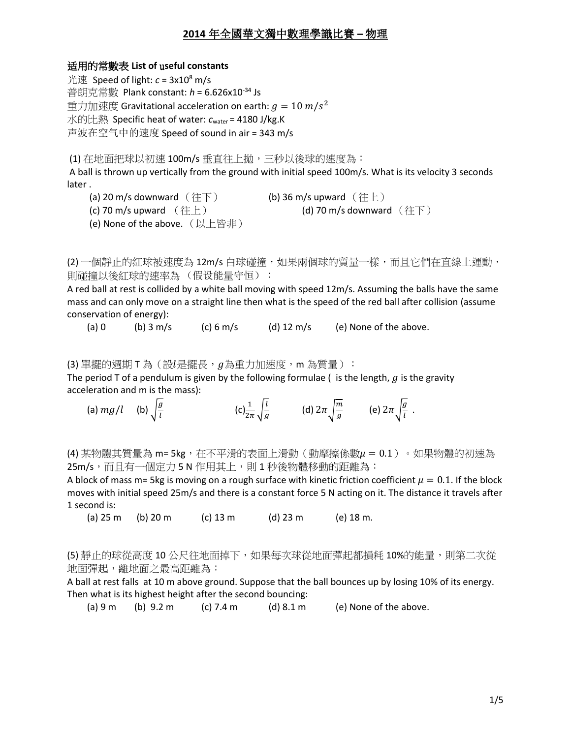## 2014 年全國華文獨中數理學識比賽 – 物理

**适用的常數表 List of useful constants**

光速 Speed of light: $c = 3\text{x}10^8$ m/s

普朗克常數 Plank constant: $h = 6.626\text{x}10^{-34}$ Js

重力加速度 Gravitational acceleration on earth: $g = 10\ m/s^2$

水的比熱 Specific heat of water: $c_{water} = 4180$ J/kg.K

声波在空气中的速度 Speed of sound in air = 343 m/s

(1) 在地面把球以初速 100m/s 垂直往上拋，三秒以後球的速度為：

A ball is thrown up vertically from the ground with initial speed 100m/s. What is its velocity 3 seconds later .

(a) 20 m/s downward （往下）

(b) 36 m/s upward （往上）

(c) 70 m/s upward （往上）

(d) 70 m/s downward （往下）

(e) None of the above.（以上皆非）

(2) 一個靜止的紅球被速度為 12m/s 白球碰撞，如果兩個球的質量一樣，而且它們在直線上運動，則碰撞以後紅球的速率為 （假設能量守恒）：

A red ball at rest is collided by a white ball moving with speed 12m/s. Assuming the balls have the same mass and can only move on a straight line then what is the speed of the red ball after collision (assume conservation of energy):

(a) 0 (b) 3 m/s (c) 6 m/s (d) 12 m/s (e) None of the above.

(3) 單擺的週期 T 為（設$l$是擺長，$g$為重力加速度，m 為質量）：

The period T of a pendulum is given by the following formulae ( is the length, $g$ is the gravity acceleration and m is the mass):

(a) $mg/l$ (b) $\sqrt{\frac{g}{l}}$ (c) $\frac{1}{2\pi}\sqrt{\frac{l}{g}}$ (d) $2\pi\sqrt{\frac{m}{g}}$ (e) $2\pi\sqrt{\frac{g}{l}}$ .

(4) 某物體其質量為 m= 5kg，在不平滑的表面上滑動（動摩擦係數$\mu = 0.1$）。如果物體的初速為 25m/s，而且有一個定力 5 N 作用其上，則 1 秒後物體移動的距離為：

A block of mass m= 5kg is moving on a rough surface with kinetic friction coefficient $\mu = 0.1$. If the block moves with initial speed 25m/s and there is a constant force 5 N acting on it. The distance it travels after 1 second is:

(a) 25 m (b) 20 m (c) 13 m (d) 23 m (e) 18 m.

(5) 靜止的球從高度 10 公尺往地面掉下，如果每次球從地面彈起都損耗 10%的能量，則第二次從地面彈起，離地面之最高距離為：

A ball at rest falls at 10 m above ground. Suppose that the ball bounces up by losing 10% of its energy. Then what is its highest height after the second bouncing:

(a) 9 m (b) 9.2 m (c) 7.4 m (d) 8.1 m (e) None of the above.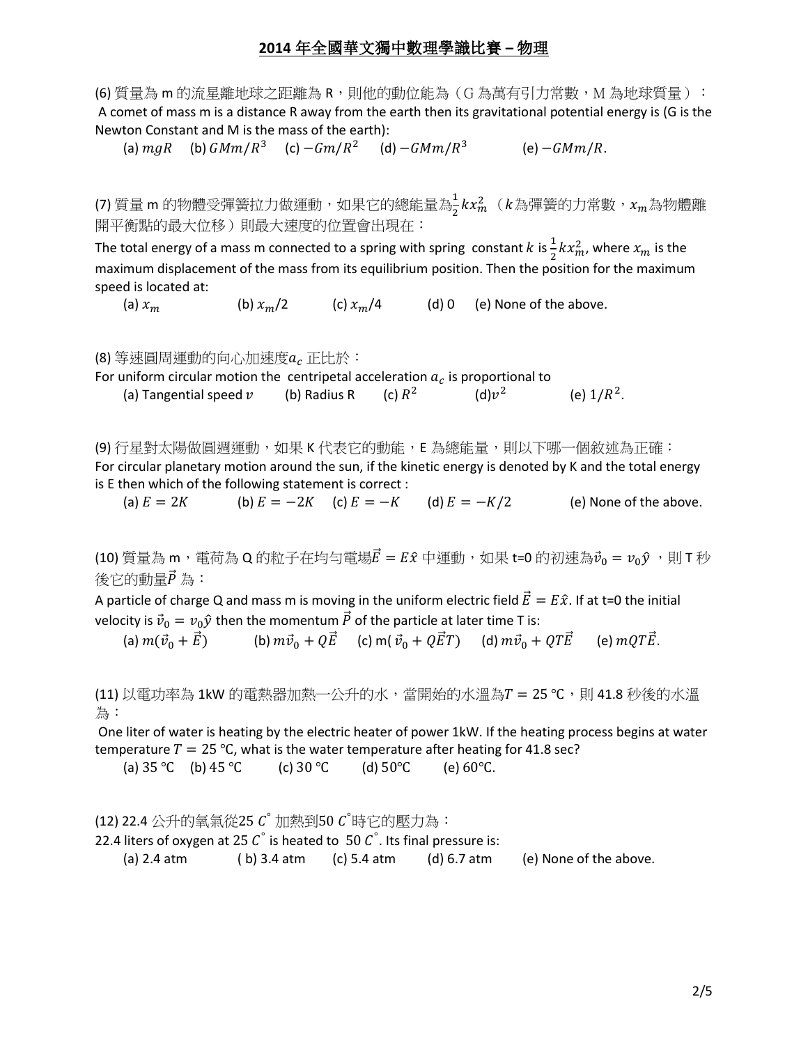(6) 質量為 m 的流星離地球之距離為 R，則他的動位能為（G 為萬有引力常數，M 為地球質量）：
A comet of mass m is a distance R away from the earth then its gravitational potential energy is (G is the Newton Constant and M is the mass of the earth):

(a) $mgR$ (b) $GMm/R^3$ (c) $-Gm/R^2$ (d) $-GMm/R^3$ (e) $-GMm/R$.

(7) 質量 m 的物體受彈簧拉力做運動，如果它的總能量為$\frac{1}{2}kx_m^2$（$k$為彈簧的力常數，$x_m$為物體離開平衡點的最大位移）則最大速度的位置會出現在：
The total energy of a mass m connected to a spring with spring constant $k$ is $\frac{1}{2}kx_m^2$, where $x_m$ is the maximum displacement of the mass from its equilibrium position. Then the position for the maximum speed is located at:

(a) $x_m$ (b) $x_m/2$ (c) $x_m/4$ (d) 0 (e) None of the above.

(8) 等速圓周運動的向心加速度$a_c$ 正比於：
For uniform circular motion the centripetal acceleration $a_c$ is proportional to

(a) Tangential speed $v$ (b) Radius R (c) $R^2$ (d) $v^2$ (e) $1/R^2$.

(9) 行星對太陽做圓週運動，如果 K 代表它的動能，E 為總能量，則以下哪一個敘述為正確：
For circular planetary motion around the sun, if the kinetic energy is denoted by K and the total energy is E then which of the following statement is correct :

(a) $E = 2K$ (b) $E = -2K$ (c) $E = -K$ (d) $E = -K/2$ (e) None of the above.

(10) 質量為 m，電荷為 Q 的粒子在均勻電場$\vec{E} = E\hat{x}$ 中運動，如果 t=0 的初速為$\vec{v}_0 = v_0\hat{y}$，則 T 秒後它的動量$\vec{P}$ 為：
A particle of charge Q and mass m is moving in the uniform electric field $\vec{E} = E\hat{x}$. If at t=0 the initial velocity is $\vec{v}_0 = v_0\hat{y}$ then the momentum $\vec{P}$ of the particle at later time T is:

(a) $m(\vec{v}_0 + \vec{E})$ (b) $m\vec{v}_0 + Q\vec{E}$ (c) $m(\vec{v}_0 + Q\vec{E}T)$ (d) $m\vec{v}_0 + QT\vec{E}$ (e) $mQT\vec{E}$.

(11) 以電功率為 1kW 的電熱器加熱一公升的水，當開始的水溫為$T = 25$ ℃，則 41.8 秒後的水溫為：
One liter of water is heating by the electric heater of power 1kW. If the heating process begins at water temperature $T = 25$ ℃, what is the water temperature after heating for 41.8 sec?

(a) 35 ℃ (b) 45 ℃ (c) 30 ℃ (d) 50℃ (e) 60℃.

(12) 22.4 公升的氧氣從25 $C^{\circ}$ 加熱到50 $C^{\circ}$時它的壓力為：
22.4 liters of oxygen at 25 $C^{\circ}$ is heated to 50 $C^{\circ}$. Its final pressure is:

(a) 2.4 atm ( b) 3.4 atm (c) 5.4 atm (d) 6.7 atm (e) None of the above.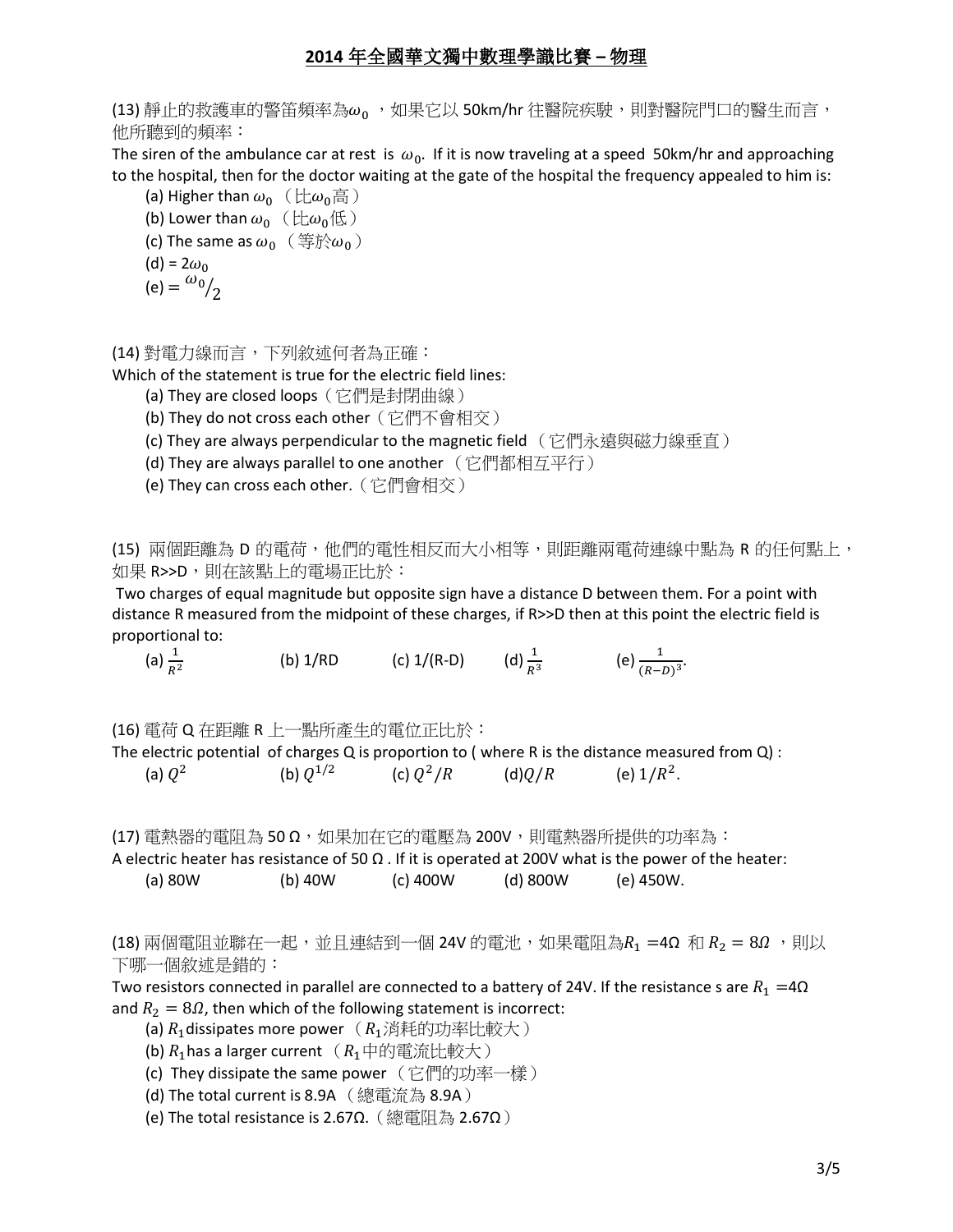# 2014 年全國華文獨中數理學識比賽 – 物理

(13) 靜止的救護車的警笛頻率為$\omega_0$ ，如果它以 50km/hr 往醫院疾駛，則對醫院門口的醫生而言，他所聽到的頻率：

The siren of the ambulance car at rest is $\omega_0$. If it is now traveling at a speed 50km/hr and approaching to the hospital, then for the doctor waiting at the gate of the hospital the frequency appealed to him is:

(a) Higher than $\omega_0$ （比$\omega_0$高）
(b) Lower than $\omega_0$ （比$\omega_0$低）
(c) The same as $\omega_0$ （等於$\omega_0$）
(d) = $2\omega_0$
(e) = $\omega_0/_2$

(14) 對電力線而言，下列敘述何者為正確：

Which of the statement is true for the electric field lines:

(a) They are closed loops（它們是封閉曲線）
(b) They do not cross each other（它們不會相交）
(c) They are always perpendicular to the magnetic field （它們永遠與磁力線垂直）
(d) They are always parallel to one another （它們都相互平行）
(e) They can cross each other.（它們會相交）

(15) 兩個距離為 D 的電荷，他們的電性相反而大小相等，則距離兩電荷連線中點為 R 的任何點上，如果 R>>D，則在該點上的電場正比於：

Two charges of equal magnitude but opposite sign have a distance D between them. For a point with distance R measured from the midpoint of these charges, if R>>D then at this point the electric field is proportional to:

(a) $\frac{1}{R^2}$ (b) 1/RD (c) 1/(R-D) (d) $\frac{1}{R^3}$ (e) $\frac{1}{(R-D)^3}$.

(16) 電荷 Q 在距離 R 上一點所產生的電位正比於：

The electric potential of charges Q is proportion to ( where R is the distance measured from Q) :

(a) $Q^2$ (b) $Q^{1/2}$ (c) $Q^2/R$ (d) $Q/R$ (e) $1/R^2$.

(17) 電熱器的電阻為 50 Ω，如果加在它的電壓為 200V，則電熱器所提供的功率為：

A electric heater has resistance of 50 Ω . If it is operated at 200V what is the power of the heater:

(a) 80W (b) 40W (c) 400W (d) 800W (e) 450W.

(18) 兩個電阻並聯在一起，並且連結到一個 24V 的電池，如果電阻為$R_1$ =4Ω 和 $R_2 = 8\Omega$ ，則以下哪一個敘述是錯的：

Two resistors connected in parallel are connected to a battery of 24V. If the resistance s are $R_1$ =4Ω and $R_2 = 8\Omega$, then which of the following statement is incorrect:

(a) $R_1$ dissipates more power （$R_1$消耗的功率比較大）
(b) $R_1$ has a larger current （$R_1$中的電流比較大）
(c) They dissipate the same power （它們的功率一樣）
(d) The total current is 8.9A （總電流為 8.9A）
(e) The total resistance is 2.67Ω.（總電阻為 2.67Ω）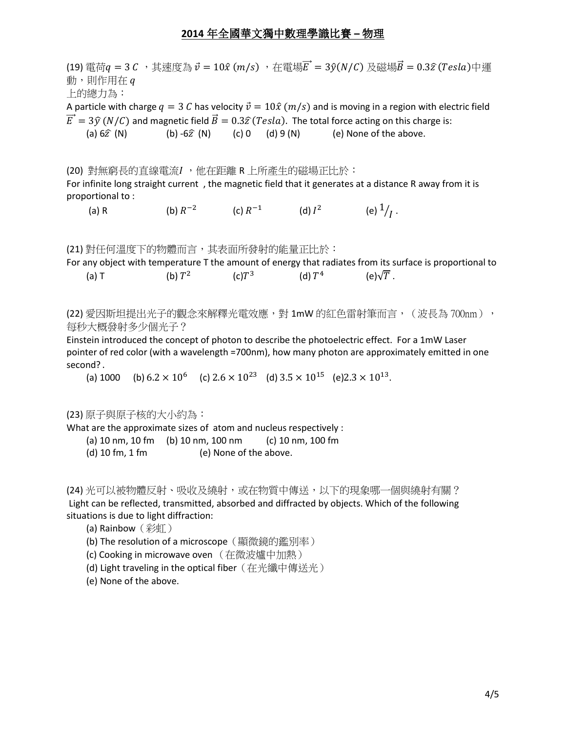## 2014 年全國華文獨中數理學識比賽 – 物理

(19) 電荷$q = 3\ C$ ，其速度為 $\vec{v} = 10\hat{x}\ (m/s)$ ，在電場$\vec{E} = 3\hat{y}(N/C)$ 及磁場$\vec{B} = 0.3\hat{z}\,(Tesla)$中運動，則作用在 $q$
上的總力為：

A particle with charge $q = 3\ C$ has velocity $\vec{v} = 10\hat{x}\ (m/s)$ and is moving in a region with electric field $\vec{E} = 3\hat{y}\ (N/C)$ and magnetic field $\vec{B} = 0.3\hat{z}\,(Tesla)$. The total force acting on this charge is:

(a) $6\hat{z}$ (N) (b) $-6\hat{z}$ (N) (c) 0 (d) 9 (N) (e) None of the above.

(20) 對無窮長的直線電流$I$ ，他在距離 R 上所產生的磁場正比於：

For infinite long straight current , the magnetic field that it generates at a distance R away from it is proportional to :

(a) R (b) $R^{-2}$ (c) $R^{-1}$ (d) $I^2$ (e) $1/_I$ .

(21) 對任何溫度下的物體而言，其表面所發射的能量正比於：

For any object with temperature T the amount of energy that radiates from its surface is proportional to

(a) T (b) $T^2$ (c)$T^3$ (d) $T^4$ (e)$\sqrt{T}$ .

(22) 愛因斯坦提出光子的觀念來解釋光電效應，對 1mW 的紅色雷射筆而言，（波長為 700nm），每秒大概發射多少個光子？

Einstein introduced the concept of photon to describe the photoelectric effect. For a 1mW Laser pointer of red color (with a wavelength =700nm), how many photon are approximately emitted in one second? .

(a) 1000 (b) $6.2 \times 10^6$ (c) $2.6 \times 10^{23}$ (d) $3.5 \times 10^{15}$ (e)$2.3 \times 10^{13}$.

(23) 原子與原子核的大小約為：

What are the approximate sizes of atom and nucleus respectively :

(a) 10 nm, 10 fm (b) 10 nm, 100 nm (c) 10 nm, 100 fm
(d) 10 fm, 1 fm (e) None of the above.

(24) 光可以被物體反射、吸收及繞射，或在物質中傳送，以下的現象哪一個與繞射有關？

Light can be reflected, transmitted, absorbed and diffracted by objects. Which of the following situations is due to light diffraction:

(a) Rainbow（彩虹）
(b) The resolution of a microscope（顯微鏡的鑑別率）
(c) Cooking in microwave oven （在微波爐中加熱）
(d) Light traveling in the optical fiber（在光纖中傳送光）
(e) None of the above.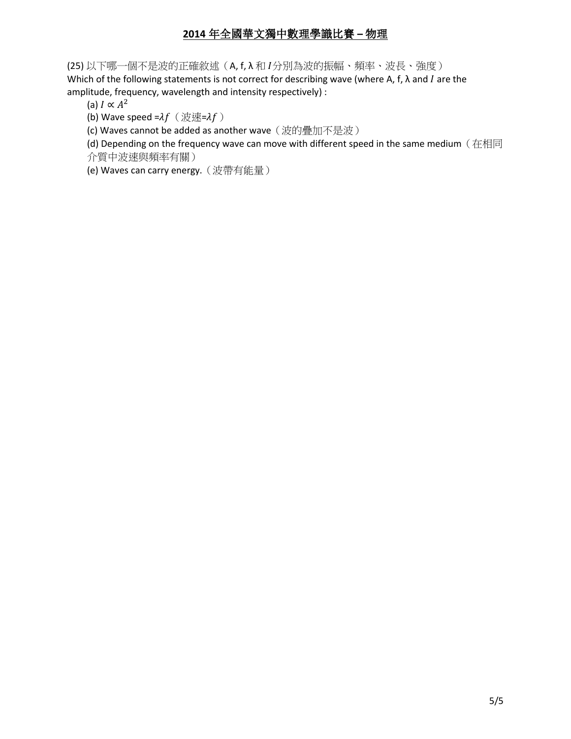(25) 以下哪一個不是波的正確敘述（A, f, λ 和 $I$ 分別為波的振幅、頻率、波長、強度）
Which of the following statements is not correct for describing wave (where A, f, λ and $I$ are the amplitude, frequency, wavelength and intensity respectively) :

(a) $I \propto A^2$

(b) Wave speed $=\lambda f$（波速$=\lambda f$）

(c) Waves cannot be added as another wave（波的疊加不是波）

(d) Depending on the frequency wave can move with different speed in the same medium（在相同介質中波速與頻率有關）

(e) Waves can carry energy.（波帶有能量）